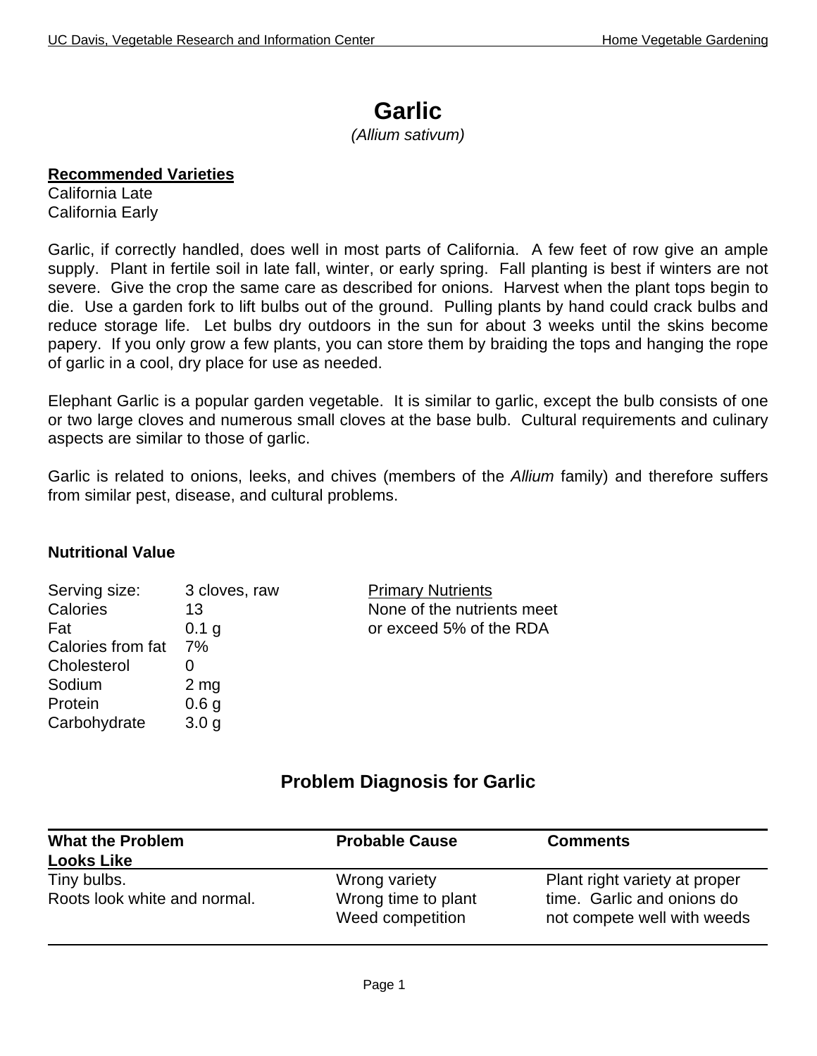# Garlic

*(Allium sativum)*

**Recommended Varieties**

California Late
California Early

Garlic, if correctly handled, does well in most parts of California. A few feet of row give an ample supply. Plant in fertile soil in late fall, winter, or early spring. Fall planting is best if winters are not severe. Give the crop the same care as described for onions. Harvest when the plant tops begin to die. Use a garden fork to lift bulbs out of the ground. Pulling plants by hand could crack bulbs and reduce storage life. Let bulbs dry outdoors in the sun for about 3 weeks until the skins become papery. If you only grow a few plants, you can store them by braiding the tops and hanging the rope of garlic in a cool, dry place for use as needed.

Elephant Garlic is a popular garden vegetable. It is similar to garlic, except the bulb consists of one or two large cloves and numerous small cloves at the base bulb. Cultural requirements and culinary aspects are similar to those of garlic.

Garlic is related to onions, leeks, and chives (members of the *Allium* family) and therefore suffers from similar pest, disease, and cultural problems.

### Nutritional Value

| | |
|---|---|
| Serving size: | 3 cloves, raw |
| Calories | 13 |
| Fat | 0.1 g |
| Calories from fat | 7% |
| Cholesterol | 0 |
| Sodium | 2 mg |
| Protein | 0.6 g |
| Carbohydrate | 3.0 g |

Primary Nutrients

None of the nutrients meet or exceed 5% of the RDA

## Problem Diagnosis for Garlic

| What the Problem Looks Like | Probable Cause | Comments |
|---|---|---|
| Tiny bulbs. Roots look white and normal. | Wrong variety<br>Wrong time to plant<br>Weed competition | Plant right variety at proper time. Garlic and onions do not compete well with weeds |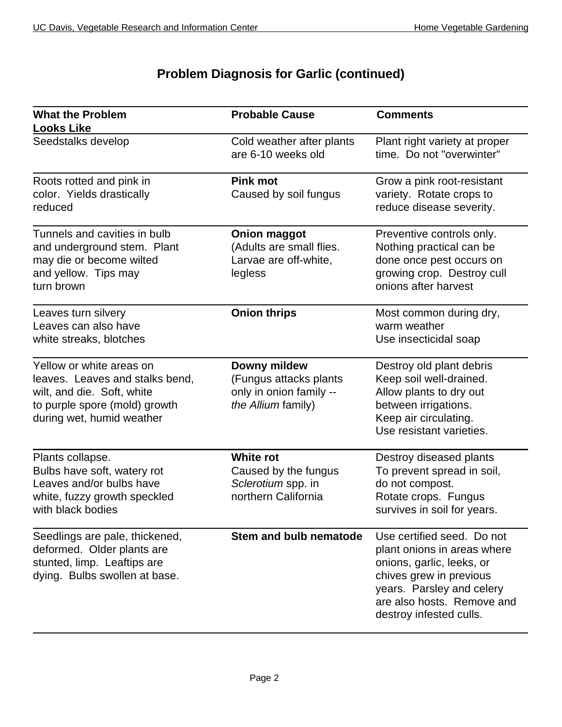# Problem Diagnosis for Garlic (continued)

| What the Problem Looks Like | Probable Cause | Comments |
| --- | --- | --- |
| Seedstalks develop | Cold weather after plants are 6-10 weeks old | Plant right variety at proper time. Do not "overwinter" |
| Roots rotted and pink in color. Yields drastically reduced | **Pink mot** Caused by soil fungus | Grow a pink root-resistant variety. Rotate crops to reduce disease severity. |
| Tunnels and cavities in bulb and underground stem. Plant may die or become wilted and yellow. Tips may turn brown | **Onion maggot** (Adults are small flies. Larvae are off-white, legless | Preventive controls only. Nothing practical can be done once pest occurs on growing crop. Destroy cull onions after harvest |
| Leaves turn silvery Leaves can also have white streaks, blotches | **Onion thrips** | Most common during dry, warm weather Use insecticidal soap |
| Yellow or white areas on leaves. Leaves and stalks bend, wilt, and die. Soft, white to purple spore (mold) growth during wet, humid weather | **Downy mildew** (Fungus attacks plants only in onion family -- *the Allium* family) | Destroy old plant debris Keep soil well-drained. Allow plants to dry out between irrigations. Keep air circulating. Use resistant varieties. |
| Plants collapse. Bulbs have soft, watery rot Leaves and/or bulbs have white, fuzzy growth speckled with black bodies | **White rot** Caused by the fungus *Sclerotium* spp. in northern California | Destroy diseased plants To prevent spread in soil, do not compost. Rotate crops. Fungus survives in soil for years. |
| Seedlings are pale, thickened, deformed. Older plants are stunted, limp. Leaftips are dying. Bulbs swollen at base. | **Stem and bulb nematode** | Use certified seed. Do not plant onions in areas where onions, garlic, leeks, or chives grew in previous years. Parsley and celery are also hosts. Remove and destroy infested culls. |